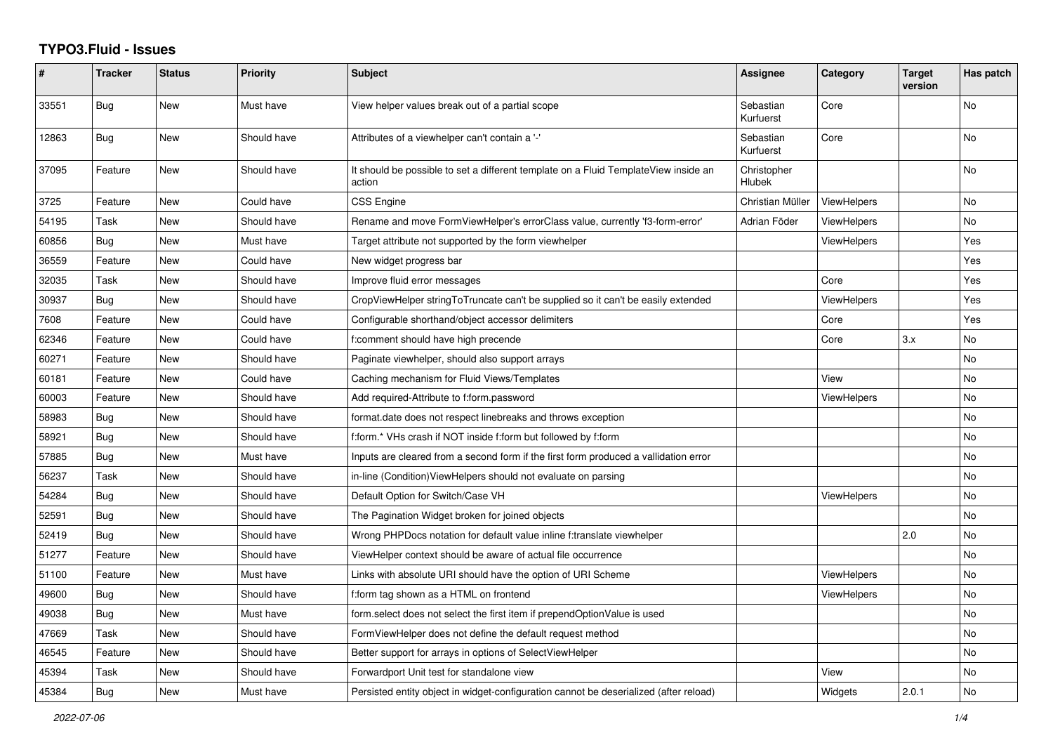# TYPO3.Fluid - Issues

| # | Tracker | Status | Priority | Subject | Assignee | Category | Target version | Has patch |
|---|---|---|---|---|---|---|---|---|
| 33551 | Bug | New | Must have | View helper values break out of a partial scope | Sebastian Kurfuerst | Core | | No |
| 12863 | Bug | New | Should have | Attributes of a viewhelper can't contain a '-' | Sebastian Kurfuerst | Core | | No |
| 37095 | Feature | New | Should have | It should be possible to set a different template on a Fluid TemplateView inside an action | Christopher Hlubek | | | No |
| 3725 | Feature | New | Could have | CSS Engine | Christian Müller | ViewHelpers | | No |
| 54195 | Task | New | Should have | Rename and move FormViewHelper's errorClass value, currently 'f3-form-error' | Adrian Föder | ViewHelpers | | No |
| 60856 | Bug | New | Must have | Target attribute not supported by the form viewhelper | | ViewHelpers | | Yes |
| 36559 | Feature | New | Could have | New widget progress bar | | | | Yes |
| 32035 | Task | New | Should have | Improve fluid error messages | | Core | | Yes |
| 30937 | Bug | New | Should have | CropViewHelper stringToTruncate can't be supplied so it can't be easily extended | | ViewHelpers | | Yes |
| 7608 | Feature | New | Could have | Configurable shorthand/object accessor delimiters | | Core | | Yes |
| 62346 | Feature | New | Could have | f:comment should have high precende | | Core | 3.x | No |
| 60271 | Feature | New | Should have | Paginate viewhelper, should also support arrays | | | | No |
| 60181 | Feature | New | Could have | Caching mechanism for Fluid Views/Templates | | View | | No |
| 60003 | Feature | New | Should have | Add required-Attribute to f:form.password | | ViewHelpers | | No |
| 58983 | Bug | New | Should have | format.date does not respect linebreaks and throws exception | | | | No |
| 58921 | Bug | New | Should have | f:form.* VHs crash if NOT inside f:form but followed by f:form | | | | No |
| 57885 | Bug | New | Must have | Inputs are cleared from a second form if the first form produced a vallidation error | | | | No |
| 56237 | Task | New | Should have | in-line (Condition)ViewHelpers should not evaluate on parsing | | | | No |
| 54284 | Bug | New | Should have | Default Option for Switch/Case VH | | ViewHelpers | | No |
| 52591 | Bug | New | Should have | The Pagination Widget broken for joined objects | | | | No |
| 52419 | Bug | New | Should have | Wrong PHPDocs notation for default value inline f:translate viewhelper | | | 2.0 | No |
| 51277 | Feature | New | Should have | ViewHelper context should be aware of actual file occurrence | | | | No |
| 51100 | Feature | New | Must have | Links with absolute URI should have the option of URI Scheme | | ViewHelpers | | No |
| 49600 | Bug | New | Should have | f:form tag shown as a HTML on frontend | | ViewHelpers | | No |
| 49038 | Bug | New | Must have | form.select does not select the first item if prependOptionValue is used | | | | No |
| 47669 | Task | New | Should have | FormViewHelper does not define the default request method | | | | No |
| 46545 | Feature | New | Should have | Better support for arrays in options of SelectViewHelper | | | | No |
| 45394 | Task | New | Should have | Forwardport Unit test for standalone view | | View | | No |
| 45384 | Bug | New | Must have | Persisted entity object in widget-configuration cannot be deserialized (after reload) | | Widgets | 2.0.1 | No |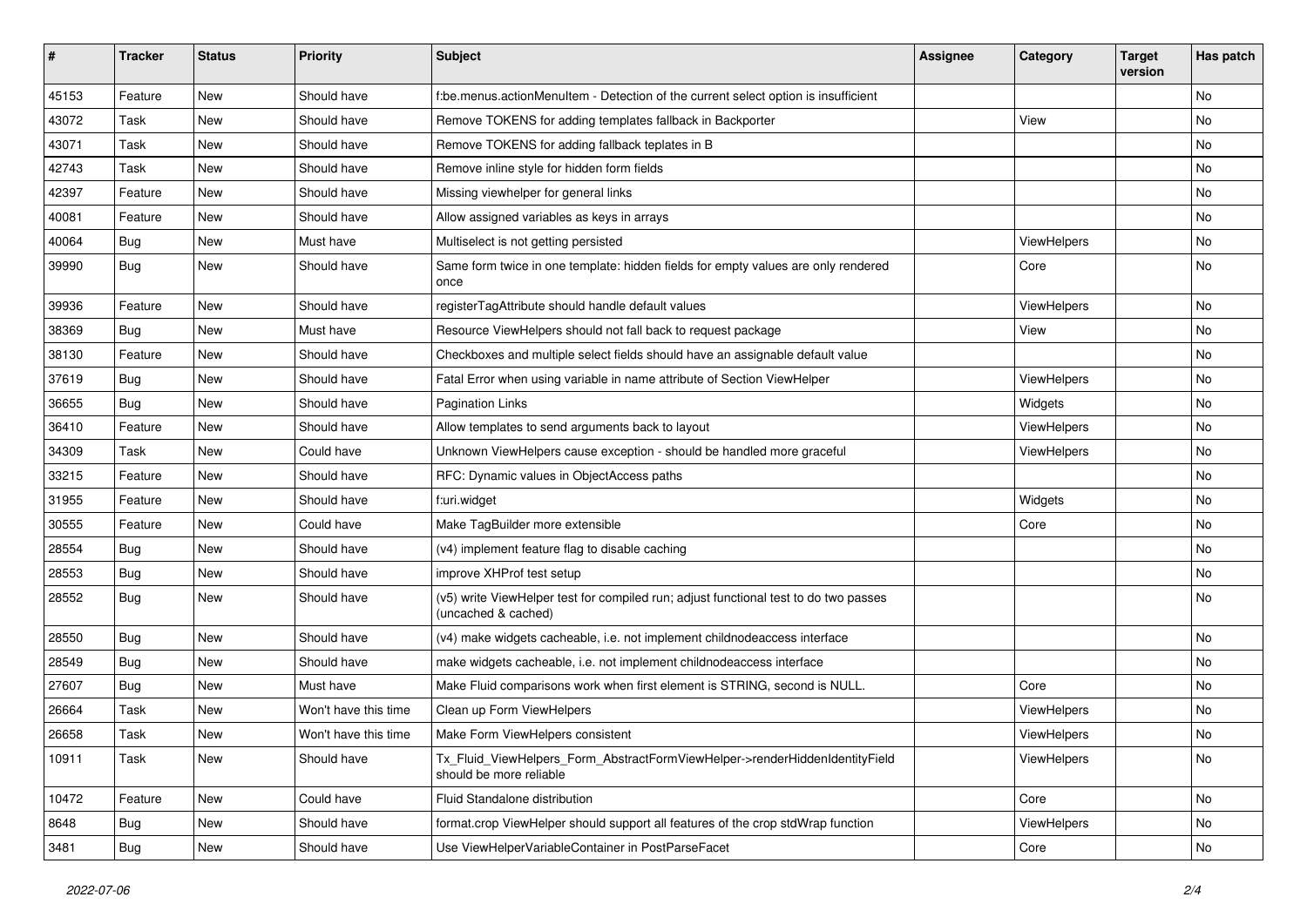| # | Tracker | Status | Priority | Subject | Assignee | Category | Target version | Has patch |
|---|---|---|---|---|---|---|---|---|
| 45153 | Feature | New | Should have | f:be.menus.actionMenuItem - Detection of the current select option is insufficient | | | | No |
| 43072 | Task | New | Should have | Remove TOKENS for adding templates fallback in Backporter | | View | | No |
| 43071 | Task | New | Should have | Remove TOKENS for adding fallback teplates in B | | | | No |
| 42743 | Task | New | Should have | Remove inline style for hidden form fields | | | | No |
| 42397 | Feature | New | Should have | Missing viewhelper for general links | | | | No |
| 40081 | Feature | New | Should have | Allow assigned variables as keys in arrays | | | | No |
| 40064 | Bug | New | Must have | Multiselect is not getting persisted | | ViewHelpers | | No |
| 39990 | Bug | New | Should have | Same form twice in one template: hidden fields for empty values are only rendered once | | Core | | No |
| 39936 | Feature | New | Should have | registerTagAttribute should handle default values | | ViewHelpers | | No |
| 38369 | Bug | New | Must have | Resource ViewHelpers should not fall back to request package | | View | | No |
| 38130 | Feature | New | Should have | Checkboxes and multiple select fields should have an assignable default value | | | | No |
| 37619 | Bug | New | Should have | Fatal Error when using variable in name attribute of Section ViewHelper | | ViewHelpers | | No |
| 36655 | Bug | New | Should have | Pagination Links | | Widgets | | No |
| 36410 | Feature | New | Should have | Allow templates to send arguments back to layout | | ViewHelpers | | No |
| 34309 | Task | New | Could have | Unknown ViewHelpers cause exception - should be handled more graceful | | ViewHelpers | | No |
| 33215 | Feature | New | Should have | RFC: Dynamic values in ObjectAccess paths | | | | No |
| 31955 | Feature | New | Should have | f:uri.widget | | Widgets | | No |
| 30555 | Feature | New | Could have | Make TagBuilder more extensible | | Core | | No |
| 28554 | Bug | New | Should have | (v4) implement feature flag to disable caching | | | | No |
| 28553 | Bug | New | Should have | improve XHProf test setup | | | | No |
| 28552 | Bug | New | Should have | (v5) write ViewHelper test for compiled run; adjust functional test to do two passes (uncached & cached) | | | | No |
| 28550 | Bug | New | Should have | (v4) make widgets cacheable, i.e. not implement childnodeaccess interface | | | | No |
| 28549 | Bug | New | Should have | make widgets cacheable, i.e. not implement childnodeaccess interface | | | | No |
| 27607 | Bug | New | Must have | Make Fluid comparisons work when first element is STRING, second is NULL. | | Core | | No |
| 26664 | Task | New | Won't have this time | Clean up Form ViewHelpers | | ViewHelpers | | No |
| 26658 | Task | New | Won't have this time | Make Form ViewHelpers consistent | | ViewHelpers | | No |
| 10911 | Task | New | Should have | Tx_Fluid_ViewHelpers_Form_AbstractFormViewHelper->renderHiddenIdentityField should be more reliable | | ViewHelpers | | No |
| 10472 | Feature | New | Could have | Fluid Standalone distribution | | Core | | No |
| 8648 | Bug | New | Should have | format.crop ViewHelper should support all features of the crop stdWrap function | | ViewHelpers | | No |
| 3481 | Bug | New | Should have | Use ViewHelperVariableContainer in PostParseFacet | | Core | | No |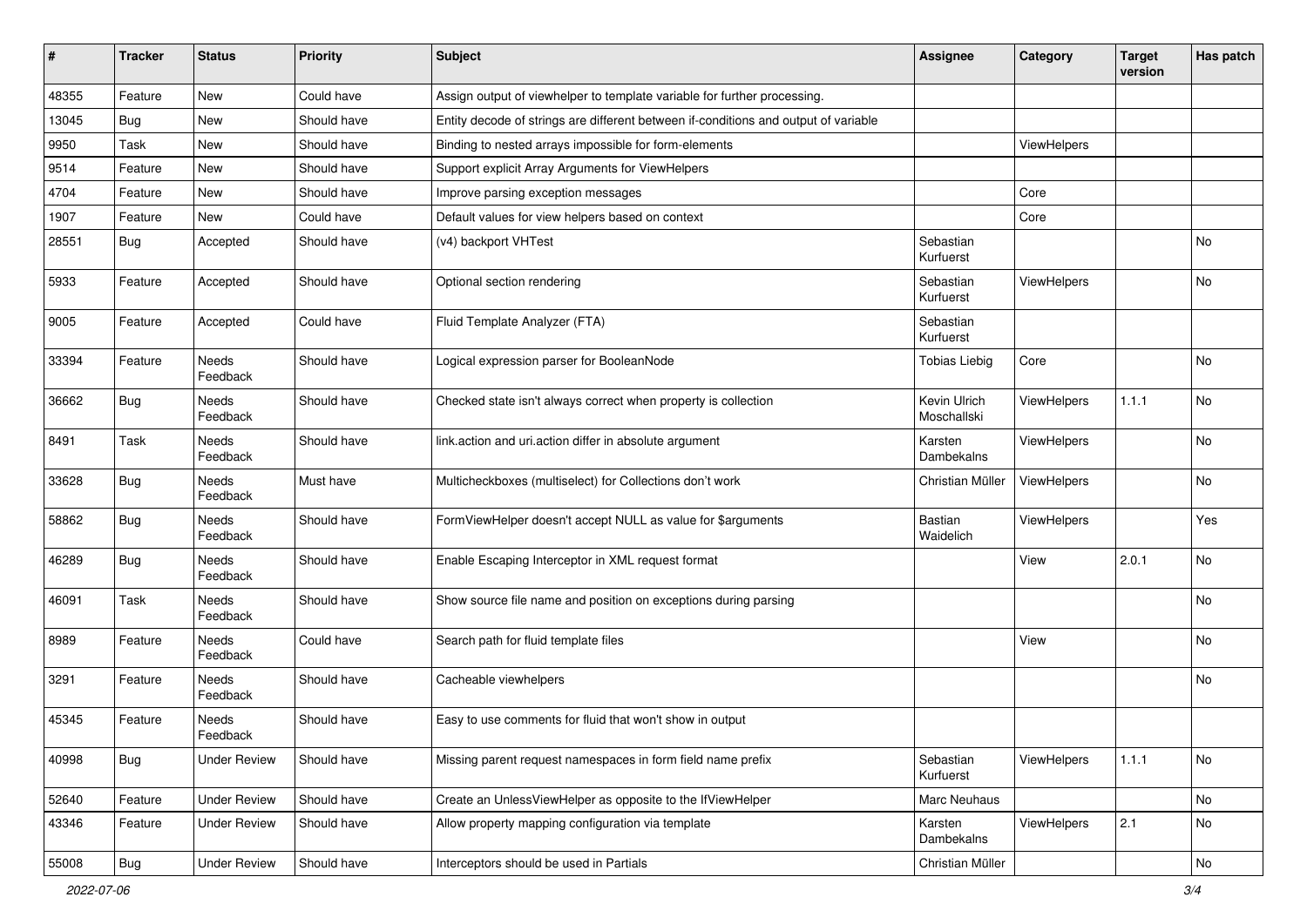| # | Tracker | Status | Priority | Subject | Assignee | Category | Target version | Has patch |
|---|---|---|---|---|---|---|---|---|
| 48355 | Feature | New | Could have | Assign output of viewhelper to template variable for further processing. | | | | |
| 13045 | Bug | New | Should have | Entity decode of strings are different between if-conditions and output of variable | | | | |
| 9950 | Task | New | Should have | Binding to nested arrays impossible for form-elements | | ViewHelpers | | |
| 9514 | Feature | New | Should have | Support explicit Array Arguments for ViewHelpers | | | | |
| 4704 | Feature | New | Should have | Improve parsing exception messages | | Core | | |
| 1907 | Feature | New | Could have | Default values for view helpers based on context | | Core | | |
| 28551 | Bug | Accepted | Should have | (v4) backport VHTest | Sebastian Kurfuerst | | | No |
| 5933 | Feature | Accepted | Should have | Optional section rendering | Sebastian Kurfuerst | ViewHelpers | | No |
| 9005 | Feature | Accepted | Could have | Fluid Template Analyzer (FTA) | Sebastian Kurfuerst | | | |
| 33394 | Feature | Needs Feedback | Should have | Logical expression parser for BooleanNode | Tobias Liebig | Core | | No |
| 36662 | Bug | Needs Feedback | Should have | Checked state isn't always correct when property is collection | Kevin Ulrich Moschallski | ViewHelpers | 1.1.1 | No |
| 8491 | Task | Needs Feedback | Should have | link.action and uri.action differ in absolute argument | Karsten Dambekalns | ViewHelpers | | No |
| 33628 | Bug | Needs Feedback | Must have | Multicheckboxes (multiselect) for Collections don't work | Christian Müller | ViewHelpers | | No |
| 58862 | Bug | Needs Feedback | Should have | FormViewHelper doesn't accept NULL as value for $arguments | Bastian Waidelich | ViewHelpers | | Yes |
| 46289 | Bug | Needs Feedback | Should have | Enable Escaping Interceptor in XML request format | | View | 2.0.1 | No |
| 46091 | Task | Needs Feedback | Should have | Show source file name and position on exceptions during parsing | | | | No |
| 8989 | Feature | Needs Feedback | Could have | Search path for fluid template files | | View | | No |
| 3291 | Feature | Needs Feedback | Should have | Cacheable viewhelpers | | | | No |
| 45345 | Feature | Needs Feedback | Should have | Easy to use comments for fluid that won't show in output | | | | |
| 40998 | Bug | Under Review | Should have | Missing parent request namespaces in form field name prefix | Sebastian Kurfuerst | ViewHelpers | 1.1.1 | No |
| 52640 | Feature | Under Review | Should have | Create an UnlessViewHelper as opposite to the IfViewHelper | Marc Neuhaus | | | No |
| 43346 | Feature | Under Review | Should have | Allow property mapping configuration via template | Karsten Dambekalns | ViewHelpers | 2.1 | No |
| 55008 | Bug | Under Review | Should have | Interceptors should be used in Partials | Christian Müller | | | No |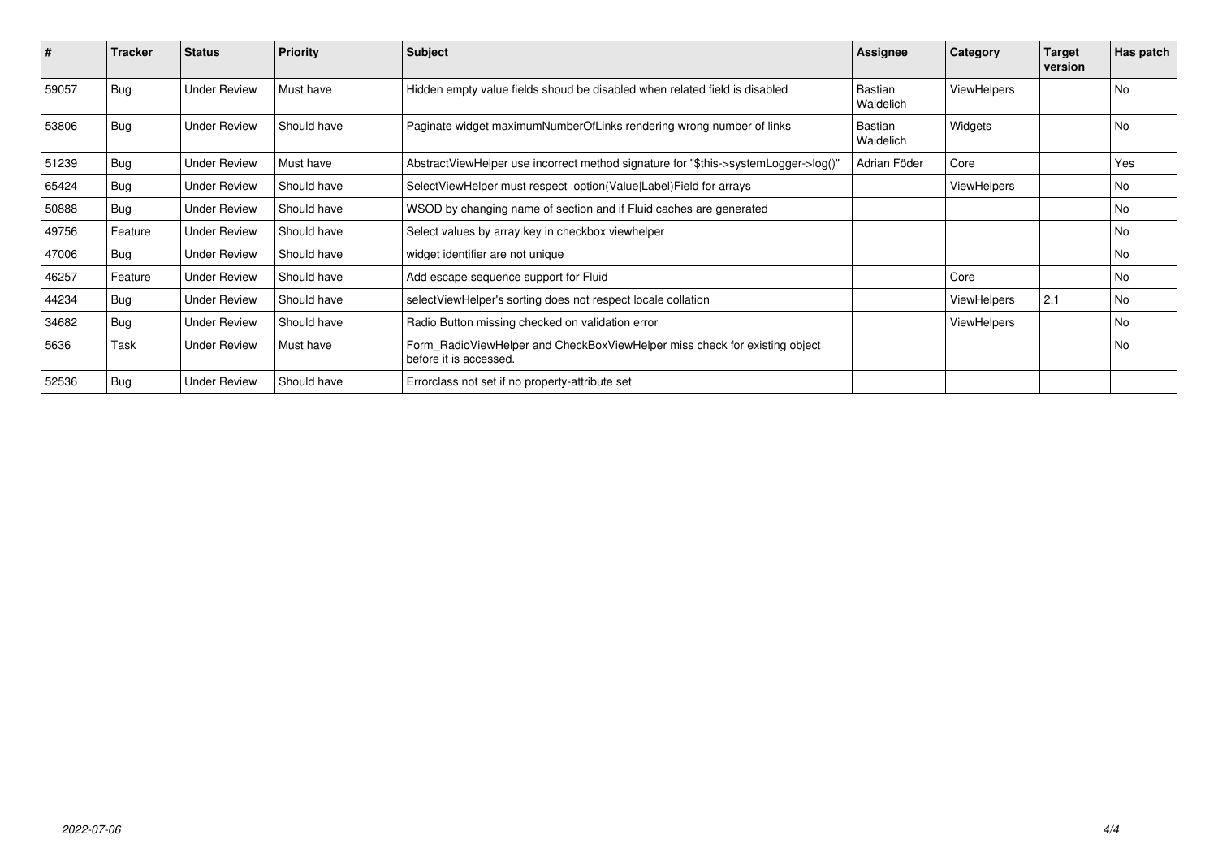| # | Tracker | Status | Priority | Subject | Assignee | Category | Target version | Has patch |
|---|---|---|---|---|---|---|---|---|
| 59057 | Bug | Under Review | Must have | Hidden empty value fields shoud be disabled when related field is disabled | Bastian Waidelich | ViewHelpers | | No |
| 53806 | Bug | Under Review | Should have | Paginate widget maximumNumberOfLinks rendering wrong number of links | Bastian Waidelich | Widgets | | No |
| 51239 | Bug | Under Review | Must have | AbstractViewHelper use incorrect method signature for "$this->systemLogger->log()" | Adrian Föder | Core | | Yes |
| 65424 | Bug | Under Review | Should have | SelectViewHelper must respect option(Value\|Label)Field for arrays | | ViewHelpers | | No |
| 50888 | Bug | Under Review | Should have | WSOD by changing name of section and if Fluid caches are generated | | | | No |
| 49756 | Feature | Under Review | Should have | Select values by array key in checkbox viewhelper | | | | No |
| 47006 | Bug | Under Review | Should have | widget identifier are not unique | | | | No |
| 46257 | Feature | Under Review | Should have | Add escape sequence support for Fluid | | Core | | No |
| 44234 | Bug | Under Review | Should have | selectViewHelper's sorting does not respect locale collation | | ViewHelpers | 2.1 | No |
| 34682 | Bug | Under Review | Should have | Radio Button missing checked on validation error | | ViewHelpers | | No |
| 5636 | Task | Under Review | Must have | Form_RadioViewHelper and CheckBoxViewHelper miss check for existing object before it is accessed. | | | | No |
| 52536 | Bug | Under Review | Should have | Errorclass not set if no property-attribute set | | | | |

*2022-07-06*